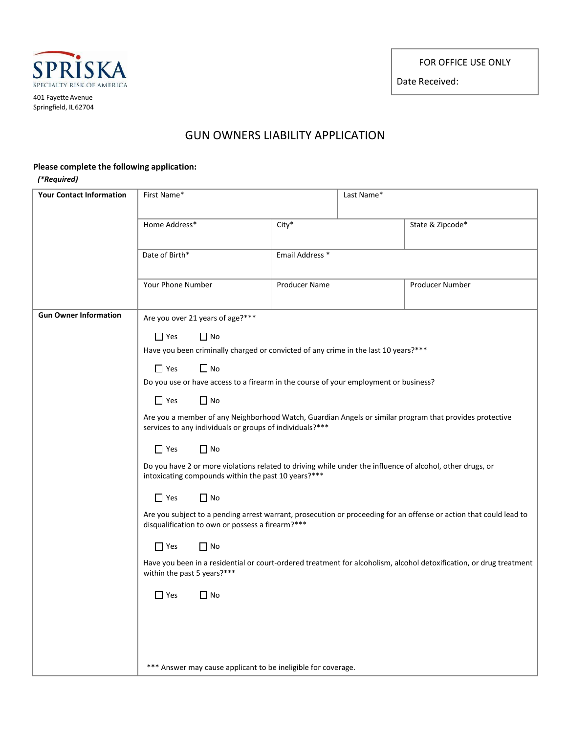SPRISKA
SPECIALTY RISK OF AMERICA

401 Fayette Avenue
Springfield, IL 62704

| FOR OFFICE USE ONLY |
|---|
| Date Received: |

# GUN OWNERS LIABILITY APPLICATION

**Please complete the following application:**

***(*Required)***

| **Your Contact Information** | First Name* | | Last Name* |
|---|---|---|---|
| | Home Address* | City* | State & Zipcode* |
| | Date of Birth* | Email Address * | |
| | Your Phone Number | Producer Name | Producer Number |

**Gun Owner Information**

Are you over 21 years of age?***

☐ Yes ☐ No

Have you been criminally charged or convicted of any crime in the last 10 years?***

☐ Yes ☐ No

Do you use or have access to a firearm in the course of your employment or business?

☐ Yes ☐ No

Are you a member of any Neighborhood Watch, Guardian Angels or similar program that provides protective services to any individuals or groups of individuals?***

☐ Yes ☐ No

Do you have 2 or more violations related to driving while under the influence of alcohol, other drugs, or intoxicating compounds within the past 10 years?***

☐ Yes ☐ No

Are you subject to a pending arrest warrant, prosecution or proceeding for an offense or action that could lead to disqualification to own or possess a firearm?***

☐ Yes ☐ No

Have you been in a residential or court-ordered treatment for alcoholism, alcohol detoxification, or drug treatment within the past 5 years?***

☐ Yes ☐ No

*** Answer may cause applicant to be ineligible for coverage.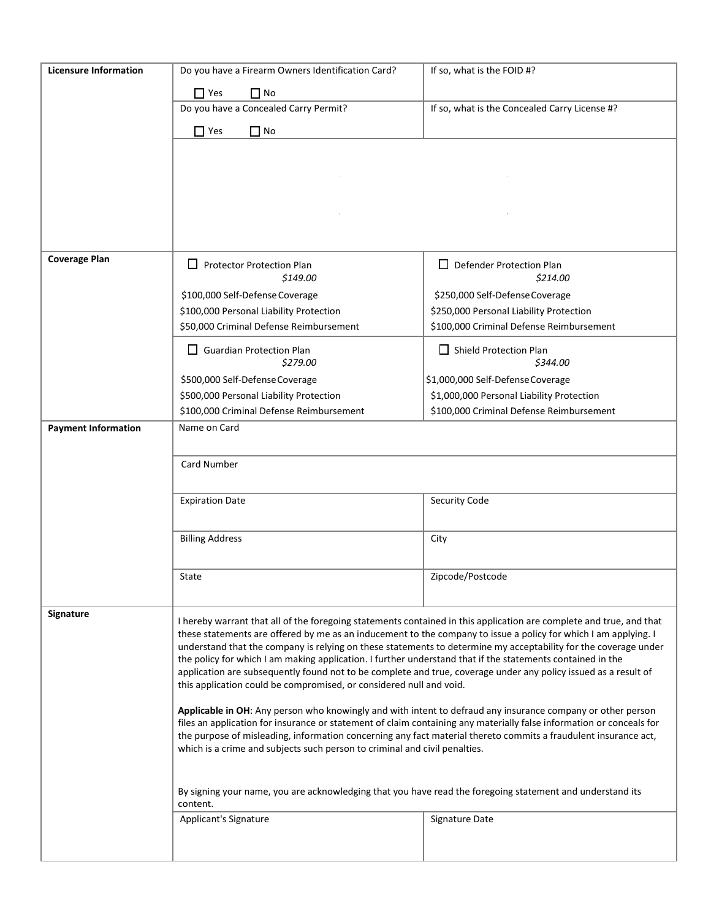| | | |
|---|---|---|
| **Licensure Information** | Do you have a Firearm Owners Identification Card?<br>☐ Yes ☐ No | If so, what is the FOID #? |
| | Do you have a Concealed Carry Permit?<br>☐ Yes ☐ No | If so, what is the Concealed Carry License #? |
| | | |
| **Coverage Plan** | ☐ Protector Protection Plan<br>*$149.00*<br>$100,000 Self-Defense Coverage<br>$100,000 Personal Liability Protection<br>$50,000 Criminal Defense Reimbursement | ☐ Defender Protection Plan<br>*$214.00*<br>$250,000 Self-Defense Coverage<br>$250,000 Personal Liability Protection<br>$100,000 Criminal Defense Reimbursement |
| | ☐ Guardian Protection Plan<br>*$279.00*<br>$500,000 Self-Defense Coverage<br>$500,000 Personal Liability Protection<br>$100,000 Criminal Defense Reimbursement | ☐ Shield Protection Plan<br>*$344.00*<br>$1,000,000 Self-Defense Coverage<br>$1,000,000 Personal Liability Protection<br>$100,000 Criminal Defense Reimbursement |
| **Payment Information** | Name on Card | |
| | Card Number | |
| | Expiration Date | Security Code |
| | Billing Address | City |
| | State | Zipcode/Postcode |
| **Signature** | I hereby warrant that all of the foregoing statements contained in this application are complete and true, and that these statements are offered by me as an inducement to the company to issue a policy for which I am applying. I understand that the company is relying on these statements to determine my acceptability for the coverage under the policy for which I am making application. I further understand that if the statements contained in the application are subsequently found not to be complete and true, coverage under any policy issued as a result of this application could be compromised, or considered null and void.<br><br>**Applicable in OH**: Any person who knowingly and with intent to defraud any insurance company or other person files an application for insurance or statement of claim containing any materially false information or conceals for the purpose of misleading, information concerning any fact material thereto commits a fraudulent insurance act, which is a crime and subjects such person to criminal and civil penalties.<br><br>By signing your name, you are acknowledging that you have read the foregoing statement and understand its content. | |
| | Applicant's Signature | Signature Date |